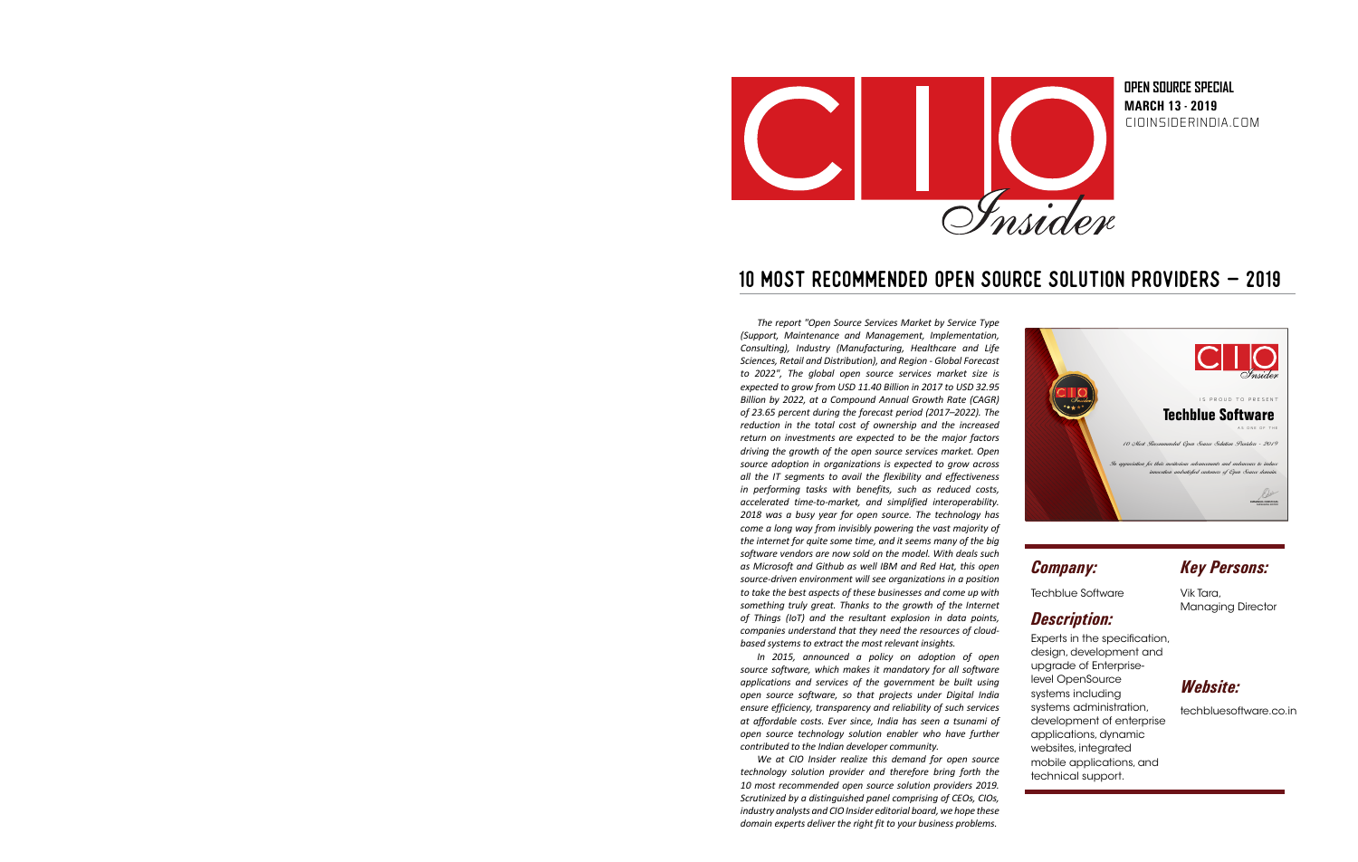# CIO Insider

**OPEN SOURCE SPECIAL**
**MARCH 13 - 2019**
CIOINSIDERINDIA.COM

## 10 MOST RECOMMENDED OPEN SOURCE SOLUTION PROVIDERS – 2019

*The report "Open Source Services Market by Service Type (Support, Maintenance and Management, Implementation, Consulting), Industry (Manufacturing, Healthcare and Life Sciences, Retail and Distribution), and Region - Global Forecast to 2022", The global open source services market size is expected to grow from USD 11.40 Billion in 2017 to USD 32.95 Billion by 2022, at a Compound Annual Growth Rate (CAGR) of 23.65 percent during the forecast period (2017–2022). The reduction in the total cost of ownership and the increased return on investments are expected to be the major factors driving the growth of the open source services market. Open source adoption in organizations is expected to grow across all the IT segments to avail the flexibility and effectiveness in performing tasks with benefits, such as reduced costs, accelerated time-to-market, and simplified interoperability. 2018 was a busy year for open source. The technology has come a long way from invisibly powering the vast majority of the internet for quite some time, and it seems many of the big software vendors are now sold on the model. With deals such as Microsoft and Github as well IBM and Red Hat, this open source-driven environment will see organizations in a position to take the best aspects of these businesses and come up with something truly great. Thanks to the growth of the Internet of Things (IoT) and the resultant explosion in data points, companies understand that they need the resources of cloud-based systems to extract the most relevant insights.*

*In 2015, announced a policy on adoption of open source software, which makes it mandatory for all software applications and services of the government be built using open source software, so that projects under Digital India ensure efficiency, transparency and reliability of such services at affordable costs. Ever since, India has seen a tsunami of open source technology solution enabler who have further contributed to the Indian developer community.*

*We at CIO Insider realize this demand for open source technology solution provider and therefore bring forth the 10 most recommended open source solution providers 2019. Scrutinized by a distinguished panel comprising of CEOs, CIOs, industry analysts and CIO Insider editorial board, we hope these domain experts deliver the right fit to your business problems.*

CIO Insider IS PROUD TO PRESENT **Techblue Software** AS ONE OF THE *10 Most Recommended Open Source Solution Providers - 2019*

*In appreciation for their invaluable achievements and endeavours to induce innovation and satisfied customers of Open Source domain.*

### Company:

Techblue Software

### Key Persons:

Vik Tara,
Managing Director

### Description:

Experts in the specification, design, development and upgrade of Enterprise-level OpenSource systems including systems administration, development of enterprise applications, dynamic websites, integrated mobile applications, and technical support.

### Website:

techbluesoftware.co.in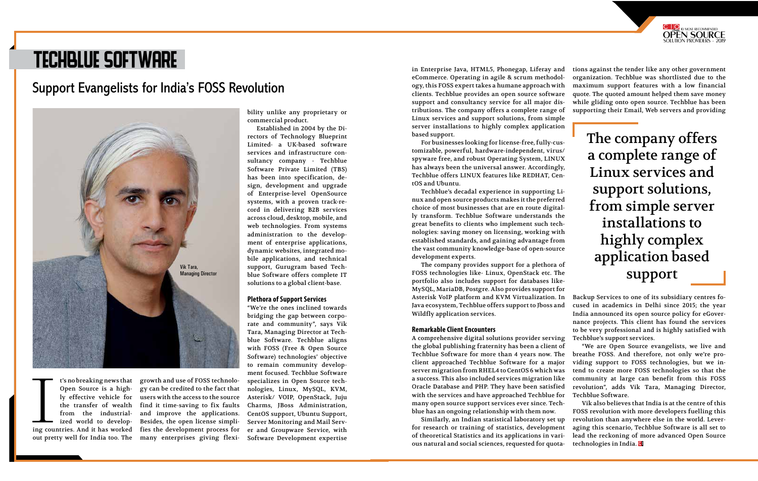# TECHBLUE SOFTWARE

## Support Evangelists for India's FOSS Revolution

Vik Tara, Managing Director

It's no breaking news that Open Source is a highly effective vehicle for the transfer of wealth from the industrialized world to developing countries. And it has worked out pretty well for India too. The growth and use of FOSS technology can be credited to the fact that users with the access to the source find it time-saving to fix faults and improve the applications. Besides, the open license simplifies the development process for many enterprises giving flexibility unlike any proprietary or commercial product.

Established in 2004 by the Directors of Technology Blueprint Limited- a UK-based software services and infrastructure consultancy company - Techblue Software Private Limited (TBS) has been into specification, design, development and upgrade of Enterprise-level OpenSource systems, with a proven track-record in delivering B2B services across cloud, desktop, mobile, and web technologies. From systems administration to the development of enterprise applications, dynamic websites, integrated mobile applications, and technical support, Gurugram based Techblue Software offers complete IT solutions to a global client-base.

### Plethora of Support Services

"We're the ones inclined towards bridging the gap between corporate and community", says Vik Tara, Managing Director at Techblue Software. Techblue aligns with FOSS (Free & Open Source Software) technologies' objective to remain community development focused. Techblue Software specializes in Open Source technologies, Linux, MySQL, KVM, Asterisk/ VOIP, OpenStack, Juju Charms, JBoss Administration, CentOS support, Ubuntu Support, Server Monitoring and Mail Server and Groupware Service, with Software Development expertise in Enterprise Java, HTML5, Phonegap, Liferay and eCommerce. Operating in agile & scrum methodology, this FOSS expert takes a humane approach with clients. Techblue provides an open source software support and consultancy service for all major distributions. The company offers a complete range of Linux services and support solutions, from simple server installations to highly complex application based support.

For businesses looking for license-free, fully-customizable, powerful, hardware-independent, virus/ spyware free, and robust Operating System, LINUX has always been the universal answer. Accordingly, Techblue offers LINUX features like REDHAT, CentOS and Ubuntu.

Techblue's decadal experience in supporting Linux and open source products makes it the preferred choice of most businesses that are en route digitally transform. Techblue Software understands the great benefits to clients who implement such technologies: saving money on licensing, working with established standards, and gaining advantage from the vast community knowledge-base of open-source development experts.

The company provides support for a plethora of FOSS technologies like- Linux, OpenStack etc. The portfolio also includes support for databases like- MySQL, MariaDB, Postgre. Also provides support for Asterisk VoIP platform and KVM Virtualization. In Java ecosystem, Techblue offers support to Jboss and Wildfly application services.

### Remarkable Client Encounters

A comprehensive digital solutions provider serving the global publishing fraternity has been a client of Techblue Software for more than 4 years now. The client approached Techblue Software for a major server migration from RHEL4 to CentOS 6 which was a success. This also included services migration like Oracle Database and PHP. They have been satisfied with the services and have approached Techblue for many open source support services ever since. Techblue has an ongoing relationship with them now.

Similarly, an Indian statistical laboratory set up for research or training of statistics, development of theoretical Statistics and its applications in various natural and social sciences, requested for quotations against the tender like any other government organization. Techblue was shortlisted due to the maximum support features with a low financial quote. The quoted amount helped them save money while gliding onto open source. Techblue has been supporting their Email, Web servers and providing Backup Services to one of its subsidiary centres focused in academics in Delhi since 2015; the year India announced its open source policy for eGovernance projects. This client has found the services to be very professional and is highly satisfied with Techblue's support services.

> The company offers a complete range of Linux services and support solutions, from simple server installations to highly complex application based support

"We are Open Source evangelists, we live and breathe FOSS. And therefore, not only we're providing support to FOSS technologies, but we intend to create more FOSS technologies so that the community at large can benefit from this FOSS revolution", adds Vik Tara, Managing Director, Techblue Software.

Vik also believes that India is at the centre of this FOSS revolution with more developers fuelling this revolution than anywhere else in the world. Leveraging this scenario, Techblue Software is all set to lead the reckoning of more advanced Open Source technologies in India.